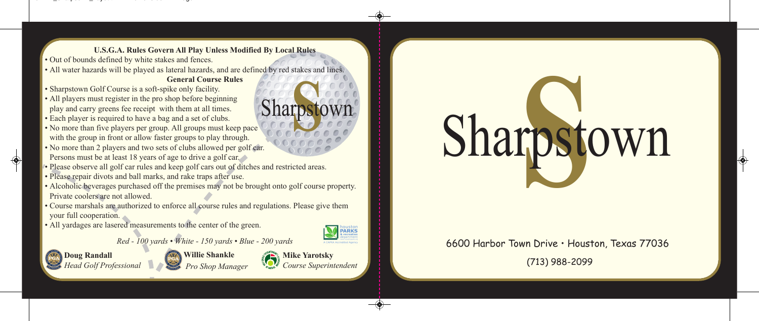## U.S.G.A. Rules Govern All Play Unless Modified By Local Rules

- Out of bounds defined by white stakes and fences.
- All water hazards will be played as lateral hazards, and are defined by red stakes and lines.

### General Course Rules

- Sharpstown Golf Course is a soft-spike only facility.
- All players must register in the pro shop before beginning play and carry greens fee receipt with them at all times.
- Each player is required to have a bag and a set of clubs.
- No more than five players per group. All groups must keep pace with the group in front or allow faster groups to play through.
- No more than 2 players and two sets of clubs allowed per golf car. Persons must be at least 18 years of age to drive a golf car.
- Please observe all golf car rules and keep golf cars out of ditches and restricted areas.
- Please repair divots and ball marks, and rake traps after use.
- Alcoholic beverages purchased off the premises may not be brought onto golf course property. Private coolers are not allowed.
- Course marshals are authorized to enforce all course rules and regulations. Please give them your full cooperation.
- All yardages are lasered measurements to the center of the green.

*Red - 100 yards • White - 150 yards • Blue - 200 yards*

houston PARKS & recreation department — A CAPRA Accredited Agency

**Doug Randall**
*Head Golf Professional*

**Willie Shankle**
*Pro Shop Manager*

**Mike Yarotsky**
*Course Superintendent*

# Sharpstown

6600 Harbor Town Drive • Houston, Texas 77036

(713) 988-2099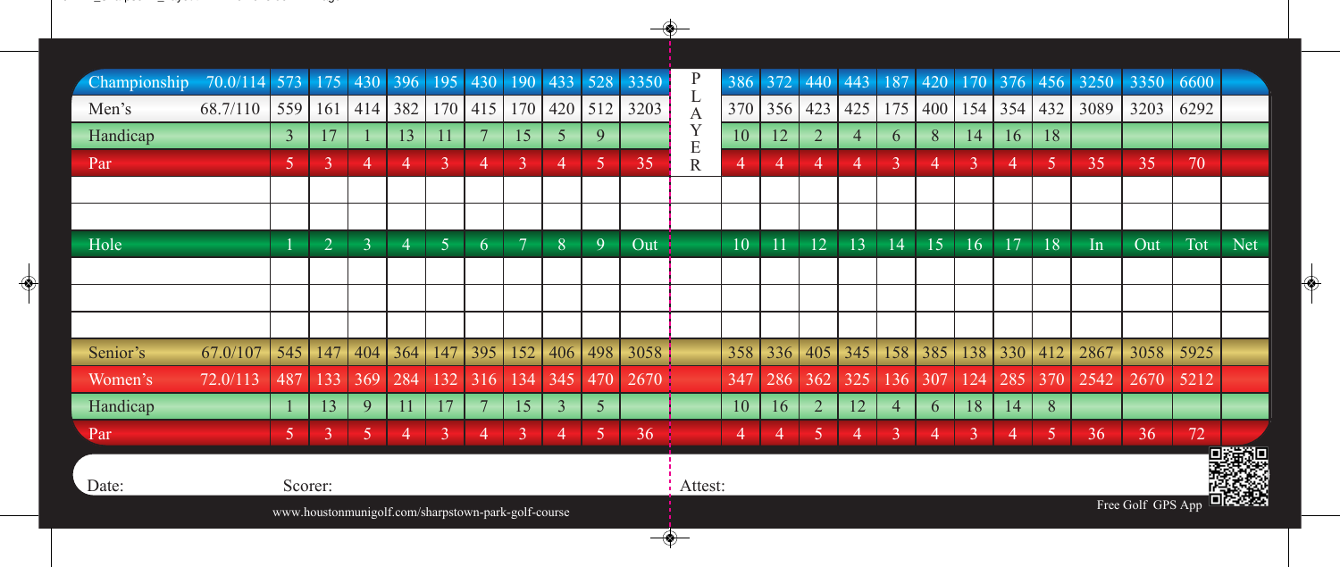| | | 1 | 2 | 3 | 4 | 5 | 6 | 7 | 8 | 9 | Out | | 10 | 11 | 12 | 13 | 14 | 15 | 16 | 17 | 18 | In | Out | Tot | Net |
|---|---|---|---|---|---|---|---|---|---|---|---|---|---|---|---|---|---|---|---|---|---|---|---|---|---|
| Championship | 70.0/114 | 573 | 175 | 430 | 396 | 195 | 430 | 190 | 433 | 528 | 3350 | P | 386 | 372 | 440 | 443 | 187 | 420 | 170 | 376 | 456 | 3250 | 3350 | 6600 | |
| Men's | 68.7/110 | 559 | 161 | 414 | 382 | 170 | 415 | 170 | 420 | 512 | 3203 | L | 370 | 356 | 423 | 425 | 175 | 400 | 154 | 354 | 432 | 3089 | 3203 | 6292 | |
| Handicap | | 3 | 17 | 1 | 13 | 11 | 7 | 15 | 5 | 9 | | A Y | 10 | 12 | 2 | 4 | 6 | 8 | 14 | 16 | 18 | | | | |
| Par | | 5 | 3 | 4 | 4 | 3 | 4 | 3 | 4 | 5 | 35 | E R | 4 | 4 | 4 | 4 | 3 | 4 | 3 | 4 | 5 | 35 | 35 | 70 | |
| | | | | | | | | | | | | | | | | | | | | | | | | | |
| | | | | | | | | | | | | | | | | | | | | | | | | | |
| Hole | | 1 | 2 | 3 | 4 | 5 | 6 | 7 | 8 | 9 | Out | | 10 | 11 | 12 | 13 | 14 | 15 | 16 | 17 | 18 | In | Out | Tot | Net |
| | | | | | | | | | | | | | | | | | | | | | | | | | |
| | | | | | | | | | | | | | | | | | | | | | | | | | |
| | | | | | | | | | | | | | | | | | | | | | | | | | |
| Senior's | 67.0/107 | 545 | 147 | 404 | 364 | 147 | 395 | 152 | 406 | 498 | 3058 | | 358 | 336 | 405 | 345 | 158 | 385 | 138 | 330 | 412 | 2867 | 3058 | 5925 | |
| Women's | 72.0/113 | 487 | 133 | 369 | 284 | 132 | 316 | 134 | 345 | 470 | 2670 | | 347 | 286 | 362 | 325 | 136 | 307 | 124 | 285 | 370 | 2542 | 2670 | 5212 | |
| Handicap | | 1 | 13 | 9 | 11 | 17 | 7 | 15 | 3 | 5 | | | 10 | 16 | 2 | 12 | 4 | 6 | 18 | 14 | 8 | | | | |
| Par | | 5 | 3 | 5 | 4 | 3 | 4 | 3 | 4 | 5 | 36 | | 4 | 4 | 5 | 4 | 3 | 4 | 3 | 4 | 5 | 36 | 36 | 72 | |

Date: Scorer: Attest:

www.houstonmunigolf.com/sharpstown-park-golf-course

Free Golf GPS App